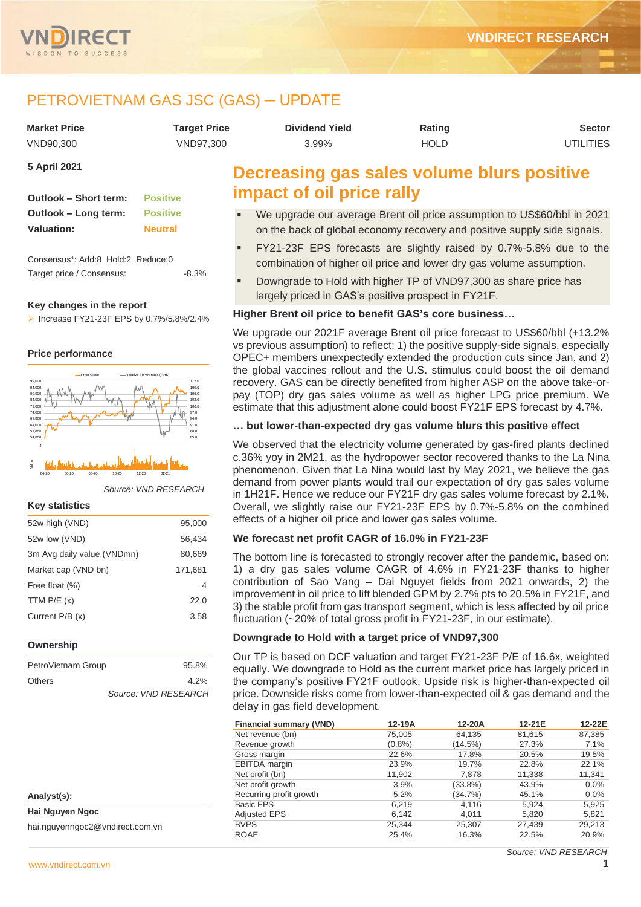# PETROVIETNAM GAS JSC (GAS) ─ UPDATE

| Market Price | Target Price | Dividend Yield | Rating | Sector |
|---|---|---|---|---|
| VND90,300 | VND97,300 | 3.99% | HOLD | UTILITIES |

**5 April 2021**

**Outlook – Short term:** Positive
**Outlook – Long term:** Positive
**Valuation:** Neutral

Consensus*: Add:8 Hold:2 Reduce:0
Target price / Consensus: -8.3%

### Key changes in the report

- Increase FY21-23F EPS by 0.7%/5.8%/2.4%

### Price performance

*Source: VND RESEARCH*

### Key statistics

| | |
|---|---|
| 52w high (VND) | 95,000 |
| 52w low (VND) | 56,434 |
| 3m Avg daily value (VNDmn) | 80,669 |
| Market cap (VND bn) | 171,681 |
| Free float (%) | 4 |
| TTM P/E (x) | 22.0 |
| Current P/B (x) | 3.58 |

### Ownership

| | |
|---|---|
| PetroVietnam Group | 95.8% |
| Others | 4.2% |

*Source: VND RESEARCH*

**Analyst(s):**

**Hai Nguyen Ngoc**
hai.nguyenngoc2@vndirect.com.vn

## Decreasing gas sales volume blurs positive impact of oil price rally

- We upgrade our average Brent oil price assumption to US$60/bbl in 2021 on the back of global economy recovery and positive supply side signals.
- FY21-23F EPS forecasts are slightly raised by 0.7%-5.8% due to the combination of higher oil price and lower dry gas volume assumption.
- Downgrade to Hold with higher TP of VND97,300 as share price has largely priced in GAS's positive prospect in FY21F.

### Higher Brent oil price to benefit GAS's core business…

We upgrade our 2021F average Brent oil price forecast to US$60/bbl (+13.2% vs previous assumption) to reflect: 1) the positive supply-side signals, especially OPEC+ members unexpectedly extended the production cuts since Jan, and 2) the global vaccines rollout and the U.S. stimulus could boost the oil demand recovery. GAS can be directly benefited from higher ASP on the above take-or-pay (TOP) dry gas sales volume as well as higher LPG price premium. We estimate that this adjustment alone could boost FY21F EPS forecast by 4.7%.

### … but lower-than-expected dry gas volume blurs this positive effect

We observed that the electricity volume generated by gas-fired plants declined c.36% yoy in 2M21, as the hydropower sector recovered thanks to the La Nina phenomenon. Given that La Nina would last by May 2021, we believe the gas demand from power plants would trail our expectation of dry gas sales volume in 1H21F. Hence we reduce our FY21F dry gas sales volume forecast by 2.1%. Overall, we slightly raise our FY21-23F EPS by 0.7%-5.8% on the combined effects of a higher oil price and lower gas sales volume.

### We forecast net profit CAGR of 16.0% in FY21-23F

The bottom line is forecasted to strongly recover after the pandemic, based on: 1) a dry gas sales volume CAGR of 4.6% in FY21-23F thanks to higher contribution of Sao Vang – Dai Nguyet fields from 2021 onwards, 2) the improvement in oil price to lift blended GPM by 2.7% pts to 20.5% in FY21F, and 3) the stable profit from gas transport segment, which is less affected by oil price fluctuation (~20% of total gross profit in FY21-23F, in our estimate).

### Downgrade to Hold with a target price of VND97,300

Our TP is based on DCF valuation and target FY21-23F P/E of 16.6x, weighted equally. We downgrade to Hold as the current market price has largely priced in the company's positive FY21F outlook. Upside risk is higher-than-expected oil price. Downside risks come from lower-than-expected oil & gas demand and the delay in gas field development.

| Financial summary (VND) | 12-19A | 12-20A | 12-21E | 12-22E |
|---|---|---|---|---|
| Net revenue (bn) | 75,005 | 64,135 | 81,615 | 87,385 |
| Revenue growth | (0.8%) | (14.5%) | 27.3% | 7.1% |
| Gross margin | 22.6% | 17.8% | 20.5% | 19.5% |
| EBITDA margin | 23.9% | 19.7% | 22.8% | 22.1% |
| Net profit (bn) | 11,902 | 7,878 | 11,338 | 11,341 |
| Net profit growth | 3.9% | (33.8%) | 43.9% | 0.0% |
| Recurring profit growth | 5.2% | (34.7%) | 45.1% | 0.0% |
| Basic EPS | 6,219 | 4,116 | 5,924 | 5,925 |
| Adjusted EPS | 6,142 | 4,011 | 5,820 | 5,821 |
| BVPS | 25,344 | 25,307 | 27,439 | 29,213 |
| ROAE | 25.4% | 16.3% | 22.5% | 20.9% |

*Source: VND RESEARCH*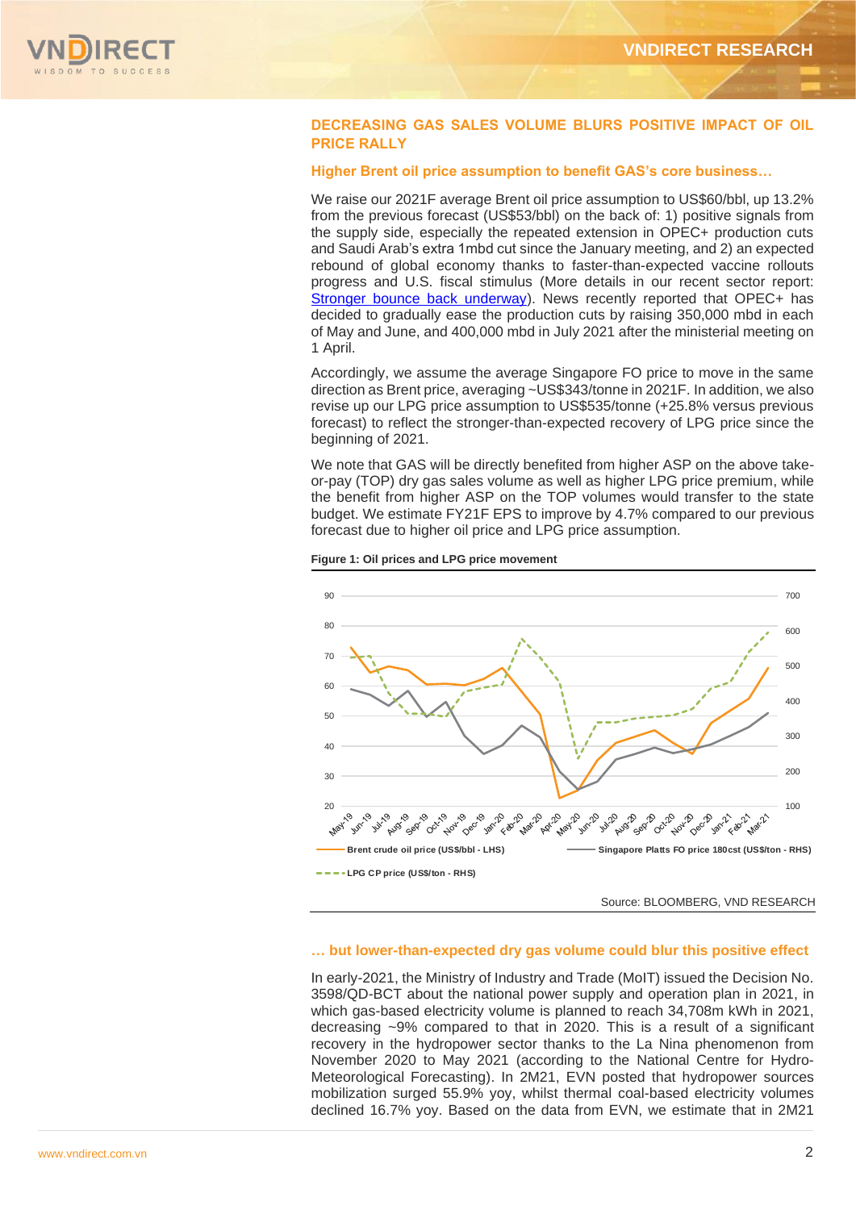## DECREASING GAS SALES VOLUME BLURS POSITIVE IMPACT OF OIL PRICE RALLY

### Higher Brent oil price assumption to benefit GAS's core business…

We raise our 2021F average Brent oil price assumption to US$60/bbl, up 13.2% from the previous forecast (US$53/bbl) on the back of: 1) positive signals from the supply side, especially the repeated extension in OPEC+ production cuts and Saudi Arab's extra 1mbd cut since the January meeting, and 2) an expected rebound of global economy thanks to faster-than-expected vaccine rollouts progress and U.S. fiscal stimulus (More details in our recent sector report: Stronger bounce back underway). News recently reported that OPEC+ has decided to gradually ease the production cuts by raising 350,000 mbd in each of May and June, and 400,000 mbd in July 2021 after the ministerial meeting on 1 April.

Accordingly, we assume the average Singapore FO price to move in the same direction as Brent price, averaging ~US$343/tonne in 2021F. In addition, we also revise up our LPG price assumption to US$535/tonne (+25.8% versus previous forecast) to reflect the stronger-than-expected recovery of LPG price since the beginning of 2021.

We note that GAS will be directly benefited from higher ASP on the above take-or-pay (TOP) dry gas sales volume as well as higher LPG price premium, while the benefit from higher ASP on the TOP volumes would transfer to the state budget. We estimate FY21F EPS to improve by 4.7% compared to our previous forecast due to higher oil price and LPG price assumption.

**Figure 1: Oil prices and LPG price movement**

Source: BLOOMBERG, VND RESEARCH

### … but lower-than-expected dry gas volume could blur this positive effect

In early-2021, the Ministry of Industry and Trade (MoIT) issued the Decision No. 3598/QD-BCT about the national power supply and operation plan in 2021, in which gas-based electricity volume is planned to reach 34,708m kWh in 2021, decreasing ~9% compared to that in 2020. This is a result of a significant recovery in the hydropower sector thanks to the La Nina phenomenon from November 2020 to May 2021 (according to the National Centre for Hydro-Meteorological Forecasting). In 2M21, EVN posted that hydropower sources mobilization surged 55.9% yoy, whilst thermal coal-based electricity volumes declined 16.7% yoy. Based on the data from EVN, we estimate that in 2M21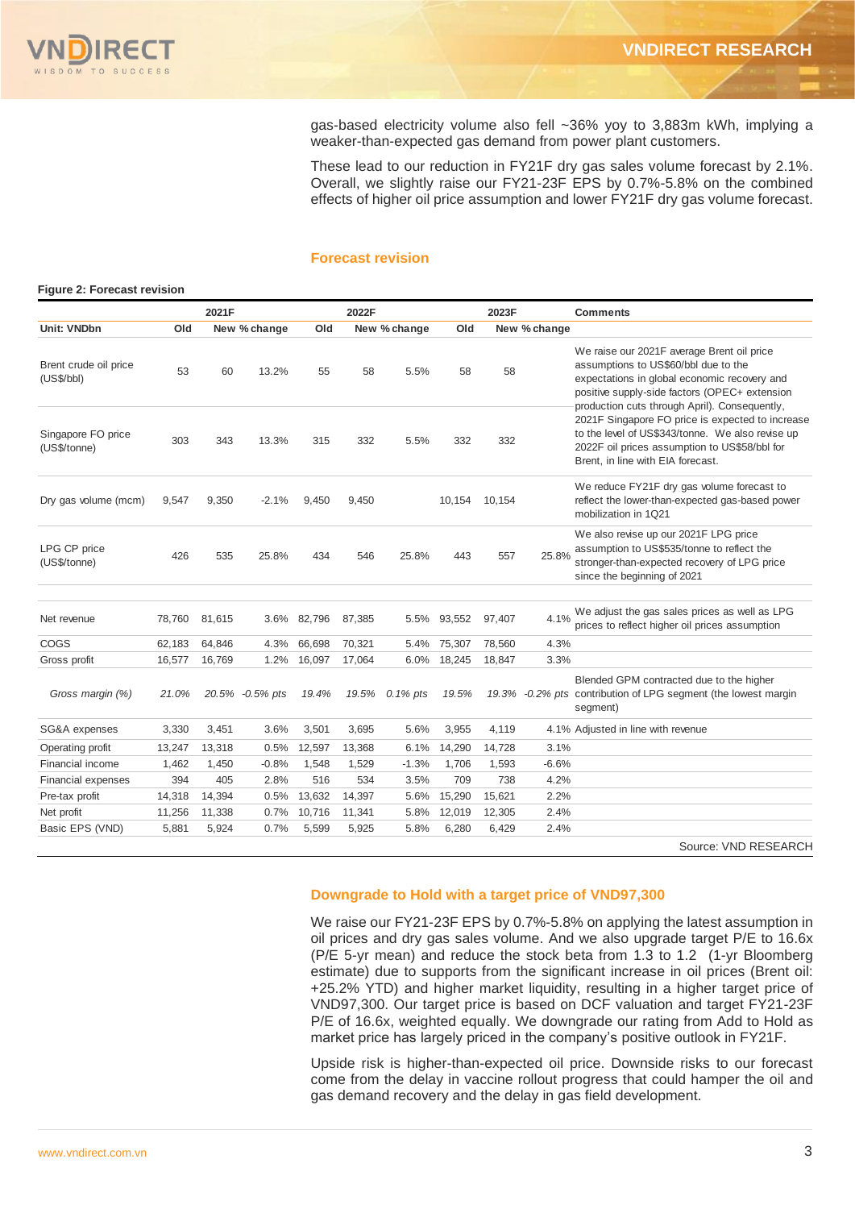gas-based electricity volume also fell ~36% yoy to 3,883m kWh, implying a weaker-than-expected gas demand from power plant customers.

These lead to our reduction in FY21F dry gas sales volume forecast by 2.1%. Overall, we slightly raise our FY21-23F EPS by 0.7%-5.8% on the combined effects of higher oil price assumption and lower FY21F dry gas volume forecast.

## Forecast revision

**Figure 2: Forecast revision**

| | 2021F | | | 2022F | | | 2023F | | | Comments |
|---|---|---|---|---|---|---|---|---|---|---|
| **Unit: VNDbn** | **Old** | **New** | **% change** | **Old** | **New** | **% change** | **Old** | **New** | **% change** | |
| Brent crude oil price (US$/bbl) | 53 | 60 | 13.2% | 55 | 58 | 5.5% | 58 | 58 | | We raise our 2021F average Brent oil price assumptions to US$60/bbl due to the expectations in global economic recovery and positive supply-side factors (OPEC+ extension production cuts through April). Consequently, 2021F Singapore FO price is expected to increase to the level of US$343/tonne. We also revise up 2022F oil prices assumption to US$58/bbl for Brent, in line with EIA forecast. |
| Singapore FO price (US$/tonne) | 303 | 343 | 13.3% | 315 | 332 | 5.5% | 332 | 332 | | |
| Dry gas volume (mcm) | 9,547 | 9,350 | -2.1% | 9,450 | 9,450 | | 10,154 | 10,154 | | We reduce FY21F dry gas volume forecast to reflect the lower-than-expected gas-based power mobilization in 1Q21 |
| LPG CP price (US$/tonne) | 426 | 535 | 25.8% | 434 | 546 | 25.8% | 443 | 557 | 25.8% | We also revise up our 2021F LPG price assumption to US$535/tonne to reflect the stronger-than-expected recovery of LPG price since the beginning of 2021 |
| Net revenue | 78,760 | 81,615 | 3.6% | 82,796 | 87,385 | 5.5% | 93,552 | 97,407 | 4.1% | We adjust the gas sales prices as well as LPG prices to reflect higher oil prices assumption |
| COGS | 62,183 | 64,846 | 4.3% | 66,698 | 70,321 | 5.4% | 75,307 | 78,560 | 4.3% | |
| Gross profit | 16,577 | 16,769 | 1.2% | 16,097 | 17,064 | 6.0% | 18,245 | 18,847 | 3.3% | |
| *Gross margin (%)* | *21.0%* | *20.5%* | *-0.5% pts* | *19.4%* | *19.5%* | *0.1% pts* | *19.5%* | *19.3%* | *-0.2% pts* | Blended GPM contracted due to the higher contribution of LPG segment (the lowest margin segment) |
| SG&A expenses | 3,330 | 3,451 | 3.6% | 3,501 | 3,695 | 5.6% | 3,955 | 4,119 | 4.1% | Adjusted in line with revenue |
| Operating profit | 13,247 | 13,318 | 0.5% | 12,597 | 13,368 | 6.1% | 14,290 | 14,728 | 3.1% | |
| Financial income | 1,462 | 1,450 | -0.8% | 1,548 | 1,529 | -1.3% | 1,706 | 1,593 | -6.6% | |
| Financial expenses | 394 | 405 | 2.8% | 516 | 534 | 3.5% | 709 | 738 | 4.2% | |
| Pre-tax profit | 14,318 | 14,394 | 0.5% | 13,632 | 14,397 | 5.6% | 15,290 | 15,621 | 2.2% | |
| Net profit | 11,256 | 11,338 | 0.7% | 10,716 | 11,341 | 5.8% | 12,019 | 12,305 | 2.4% | |
| Basic EPS (VND) | 5,881 | 5,924 | 0.7% | 5,599 | 5,925 | 5.8% | 6,280 | 6,429 | 2.4% | |

Source: VND RESEARCH

## Downgrade to Hold with a target price of VND97,300

We raise our FY21-23F EPS by 0.7%-5.8% on applying the latest assumption in oil prices and dry gas sales volume. And we also upgrade target P/E to 16.6x (P/E 5-yr mean) and reduce the stock beta from 1.3 to 1.2 (1-yr Bloomberg estimate) due to supports from the significant increase in oil prices (Brent oil: +25.2% YTD) and higher market liquidity, resulting in a higher target price of VND97,300. Our target price is based on DCF valuation and target FY21-23F P/E of 16.6x, weighted equally. We downgrade our rating from Add to Hold as market price has largely priced in the company's positive outlook in FY21F.

Upside risk is higher-than-expected oil price. Downside risks to our forecast come from the delay in vaccine rollout progress that could hamper the oil and gas demand recovery and the delay in gas field development.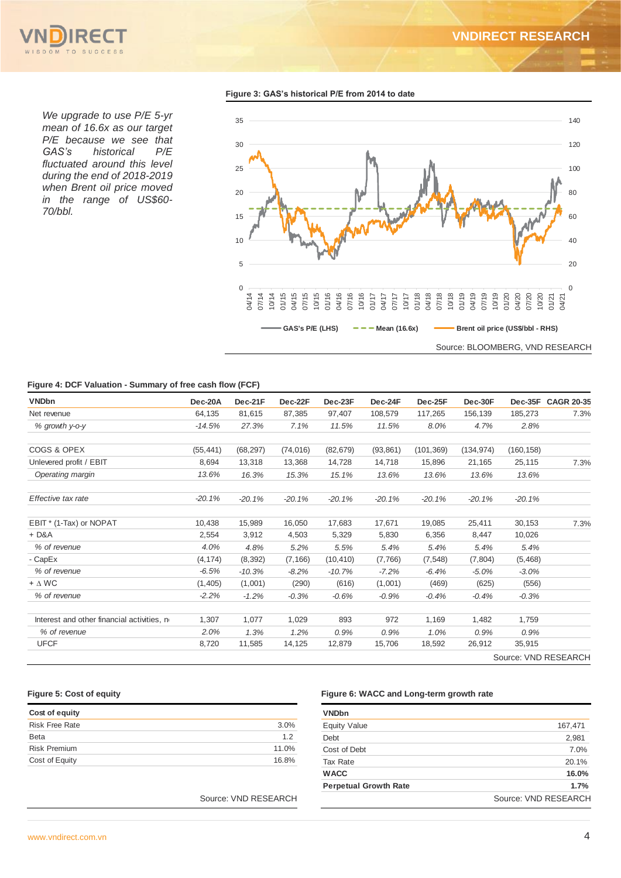*We upgrade to use P/E 5-yr mean of 16.6x as our target P/E because we see that GAS's historical P/E fluctuated around this level during the end of 2018-2019 when Brent oil price moved in the range of US$60-70/bbl.*

**Figure 3: GAS's historical P/E from 2014 to date**

Source: BLOOMBERG, VND RESEARCH

**Figure 4: DCF Valuation - Summary of free cash flow (FCF)**

| VNDbn | Dec-20A | Dec-21F | Dec-22F | Dec-23F | Dec-24F | Dec-25F | Dec-30F | Dec-35F | CAGR 20-35 |
|---|---|---|---|---|---|---|---|---|---|
| Net revenue | 64,135 | 81,615 | 87,385 | 97,407 | 108,579 | 117,265 | 156,139 | 185,273 | 7.3% |
| *% growth y-o-y* | *-14.5%* | *27.3%* | *7.1%* | *11.5%* | *11.5%* | *8.0%* | *4.7%* | *2.8%* | |
| | | | | | | | | | |
| COGS & OPEX | (55,441) | (68,297) | (74,016) | (82,679) | (93,861) | (101,369) | (134,974) | (160,158) | |
| Unlevered profit / EBIT | 8,694 | 13,318 | 13,368 | 14,728 | 14,718 | 15,896 | 21,165 | 25,115 | 7.3% |
| *Operating margin* | *13.6%* | *16.3%* | *15.3%* | *15.1%* | *13.6%* | *13.6%* | *13.6%* | *13.6%* | |
| | | | | | | | | | |
| *Effective tax rate* | *-20.1%* | *-20.1%* | *-20.1%* | *-20.1%* | *-20.1%* | *-20.1%* | *-20.1%* | *-20.1%* | |
| | | | | | | | | | |
| EBIT * (1-Tax) or NOPAT | 10,438 | 15,989 | 16,050 | 17,683 | 17,671 | 19,085 | 25,411 | 30,153 | 7.3% |
| + D&A | 2,554 | 3,912 | 4,503 | 5,329 | 5,830 | 6,356 | 8,447 | 10,026 | |
| *% of revenue* | *4.0%* | *4.8%* | *5.2%* | *5.5%* | *5.4%* | *5.4%* | *5.4%* | *5.4%* | |
| - CapEx | (4,174) | (8,392) | (7,166) | (10,410) | (7,766) | (7,548) | (7,804) | (5,468) | |
| *% of revenue* | *-6.5%* | *-10.3%* | *-8.2%* | *-10.7%* | *-7.2%* | *-6.4%* | *-5.0%* | *-3.0%* | |
| + ∆ WC | (1,405) | (1,001) | (290) | (616) | (1,001) | (469) | (625) | (556) | |
| *% of revenue* | *-2.2%* | *-1.2%* | *-0.3%* | *-0.6%* | *-0.9%* | *-0.4%* | *-0.4%* | *-0.3%* | |
| | | | | | | | | | |
| Interest and other financial activities, n | 1,307 | 1,077 | 1,029 | 893 | 972 | 1,169 | 1,482 | 1,759 | |
| *% of revenue* | *2.0%* | *1.3%* | *1.2%* | *0.9%* | *0.9%* | *1.0%* | *0.9%* | *0.9%* | |
| UFCF | 8,720 | 11,585 | 14,125 | 12,879 | 15,706 | 18,592 | 26,912 | 35,915 | |

Source: VND RESEARCH

**Figure 5: Cost of equity**

| Cost of equity | |
|---|---|
| Risk Free Rate | 3.0% |
| Beta | 1.2 |
| Risk Premium | 11.0% |
| Cost of Equity | 16.8% |

Source: VND RESEARCH

**Figure 6: WACC and Long-term growth rate**

| VNDbn | |
|---|---|
| Equity Value | 167,471 |
| Debt | 2,981 |
| Cost of Debt | 7.0% |
| Tax Rate | 20.1% |
| **WACC** | **16.0%** |
| **Perpetual Growth Rate** | **1.7%** |

Source: VND RESEARCH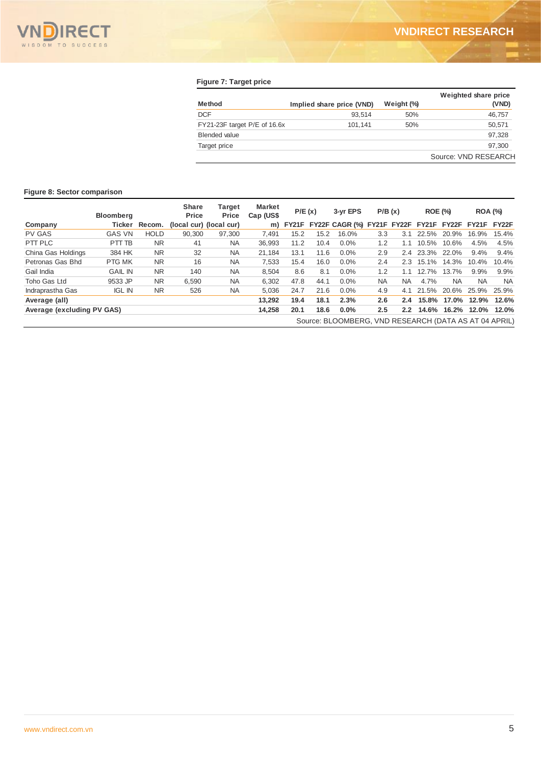**Figure 7: Target price**

| Method | Implied share price (VND) | Weight (%) | Weighted share price (VND) |
|---|---|---|---|
| DCF | 93,514 | 50% | 46,757 |
| FY21-23F target P/E of 16.6x | 101,141 | 50% | 50,571 |
| Blended value | | | 97,328 |
| Target price | | | 97,300 |

Source: VND RESEARCH

**Figure 8: Sector comparison**

| Company | Bloomberg Ticker | Recom. | Share Price (local cur) | Target Price (local cur) | Market Cap (US$ m) | P/E (x) FY21F | P/E (x) FY22F | 3-yr EPS CAGR (%) | P/B (x) FY21F | P/B (x) FY22F | ROE (%) FY21F | ROE (%) FY22F | ROA (%) FY21F | ROA (%) FY22F |
|---|---|---|---|---|---|---|---|---|---|---|---|---|---|---|
| PV GAS | GAS VN | HOLD | 90,300 | 97,300 | 7,491 | 15.2 | 15.2 | 16.0% | 3.3 | 3.1 | 22.5% | 20.9% | 16.9% | 15.4% |
| PTT PLC | PTT TB | NR | 41 | NA | 36,993 | 11.2 | 10.4 | 0.0% | 1.2 | 1.1 | 10.5% | 10.6% | 4.5% | 4.5% |
| China Gas Holdings | 384 HK | NR | 32 | NA | 21,184 | 13.1 | 11.6 | 0.0% | 2.9 | 2.4 | 23.3% | 22.0% | 9.4% | 9.4% |
| Petronas Gas Bhd | PTG MK | NR | 16 | NA | 7,533 | 15.4 | 16.0 | 0.0% | 2.4 | 2.3 | 15.1% | 14.3% | 10.4% | 10.4% |
| Gail India | GAIL IN | NR | 140 | NA | 8,504 | 8.6 | 8.1 | 0.0% | 1.2 | 1.1 | 12.7% | 13.7% | 9.9% | 9.9% |
| Toho Gas Ltd | 9533 JP | NR | 6,590 | NA | 6,302 | 47.8 | 44.1 | 0.0% | NA | NA | 4.7% | NA | NA | NA |
| Indraprastha Gas | IGL IN | NR | 526 | NA | 5,036 | 24.7 | 21.6 | 0.0% | 4.9 | 4.1 | 21.5% | 20.6% | 25.9% | 25.9% |
| **Average (all)** | | | | | **13,292** | **19.4** | **18.1** | **2.3%** | **2.6** | **2.4** | **15.8%** | **17.0%** | **12.9%** | **12.6%** |
| **Average (excluding PV GAS)** | | | | | **14,258** | **20.1** | **18.6** | **0.0%** | **2.5** | **2.2** | **14.6%** | **16.2%** | **12.0%** | **12.0%** |

Source: BLOOMBERG, VND RESEARCH (DATA AS AT 04 APRIL)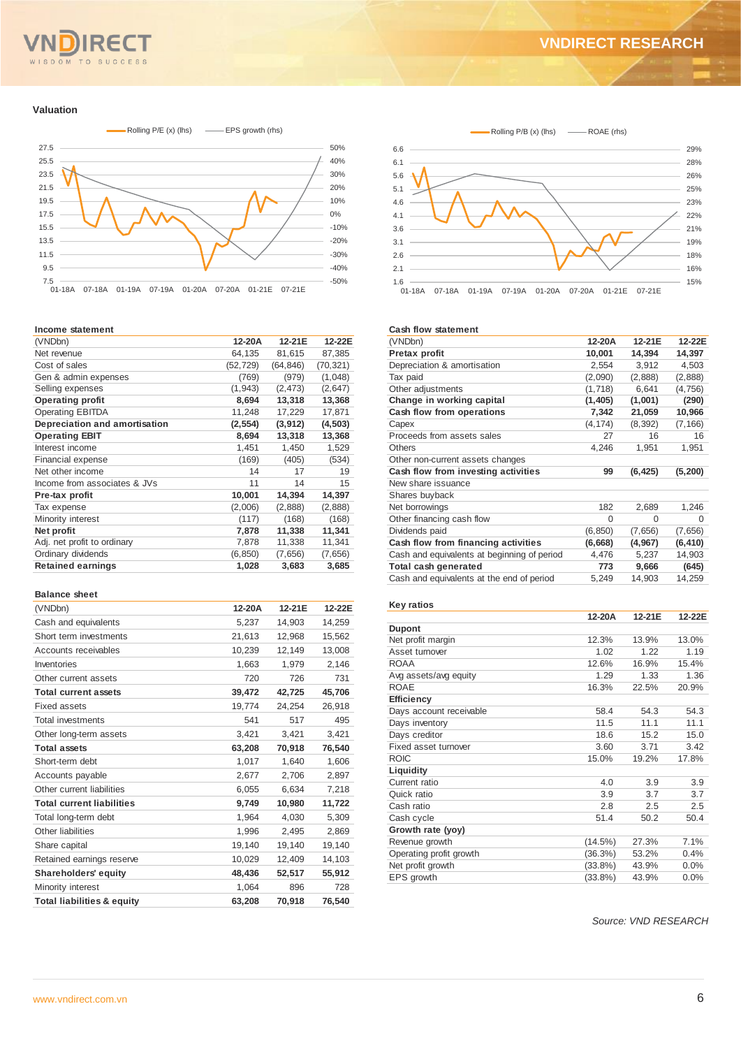## Valuation

Rolling P/E (x) (lhs) — EPS growth (rhs)

Rolling P/B (x) (lhs) — ROAE (rhs)

### Income statement

| (VNDbn) | 12-20A | 12-21E | 12-22E |
|---|---|---|---|
| Net revenue | 64,135 | 81,615 | 87,385 |
| Cost of sales | (52,729) | (64,846) | (70,321) |
| Gen & admin expenses | (769) | (979) | (1,048) |
| Selling expenses | (1,943) | (2,473) | (2,647) |
| **Operating profit** | **8,694** | **13,318** | **13,368** |
| Operating EBITDA | 11,248 | 17,229 | 17,871 |
| **Depreciation and amortisation** | **(2,554)** | **(3,912)** | **(4,503)** |
| **Operating EBIT** | **8,694** | **13,318** | **13,368** |
| Interest income | 1,451 | 1,450 | 1,529 |
| Financial expense | (169) | (405) | (534) |
| Net other income | 14 | 17 | 19 |
| Income from associates & JVs | 11 | 14 | 15 |
| **Pre-tax profit** | **10,001** | **14,394** | **14,397** |
| Tax expense | (2,006) | (2,888) | (2,888) |
| Minority interest | (117) | (168) | (168) |
| **Net profit** | **7,878** | **11,338** | **11,341** |
| Adj. net profit to ordinary | 7,878 | 11,338 | 11,341 |
| Ordinary dividends | (6,850) | (7,656) | (7,656) |
| **Retained earnings** | **1,028** | **3,683** | **3,685** |

### Balance sheet

| (VNDbn) | 12-20A | 12-21E | 12-22E |
|---|---|---|---|
| Cash and equivalents | 5,237 | 14,903 | 14,259 |
| Short term investments | 21,613 | 12,968 | 15,562 |
| Accounts receivables | 10,239 | 12,149 | 13,008 |
| Inventories | 1,663 | 1,979 | 2,146 |
| Other current assets | 720 | 726 | 731 |
| **Total current assets** | **39,472** | **42,725** | **45,706** |
| Fixed assets | 19,774 | 24,254 | 26,918 |
| Total investments | 541 | 517 | 495 |
| Other long-term assets | 3,421 | 3,421 | 3,421 |
| **Total assets** | **63,208** | **70,918** | **76,540** |
| Short-term debt | 1,017 | 1,640 | 1,606 |
| Accounts payable | 2,677 | 2,706 | 2,897 |
| Other current liabilities | 6,055 | 6,634 | 7,218 |
| **Total current liabilities** | **9,749** | **10,980** | **11,722** |
| Total long-term debt | 1,964 | 4,030 | 5,309 |
| Other liabilities | 1,996 | 2,495 | 2,869 |
| Share capital | 19,140 | 19,140 | 19,140 |
| Retained earnings reserve | 10,029 | 12,409 | 14,103 |
| **Shareholders' equity** | **48,436** | **52,517** | **55,912** |
| Minority interest | 1,064 | 896 | 728 |
| **Total liabilities & equity** | **63,208** | **70,918** | **76,540** |

### Cash flow statement

| (VNDbn) | 12-20A | 12-21E | 12-22E |
|---|---|---|---|
| **Pretax profit** | **10,001** | **14,394** | **14,397** |
| Depreciation & amortisation | 2,554 | 3,912 | 4,503 |
| Tax paid | (2,090) | (2,888) | (2,888) |
| Other adjustments | (1,718) | 6,641 | (4,756) |
| **Change in working capital** | **(1,405)** | **(1,001)** | **(290)** |
| **Cash flow from operations** | **7,342** | **21,059** | **10,966** |
| Capex | (4,174) | (8,392) | (7,166) |
| Proceeds from assets sales | 27 | 16 | 16 |
| Others | 4,246 | 1,951 | 1,951 |
| Other non-current assets changes | | | |
| **Cash flow from investing activities** | **99** | **(6,425)** | **(5,200)** |
| New share issuance | | | |
| Shares buyback | | | |
| Net borrowings | 182 | 2,689 | 1,246 |
| Other financing cash flow | 0 | 0 | 0 |
| Dividends paid | (6,850) | (7,656) | (7,656) |
| **Cash flow from financing activities** | **(6,668)** | **(4,967)** | **(6,410)** |
| Cash and equivalents at beginning of period | 4,476 | 5,237 | 14,903 |
| **Total cash generated** | **773** | **9,666** | **(645)** |
| Cash and equivalents at the end of period | 5,249 | 14,903 | 14,259 |

### Key ratios

| | 12-20A | 12-21E | 12-22E |
|---|---|---|---|
| **Dupont** | | | |
| Net profit margin | 12.3% | 13.9% | 13.0% |
| Asset turnover | 1.02 | 1.22 | 1.19 |
| ROAA | 12.6% | 16.9% | 15.4% |
| Avg assets/avg equity | 1.29 | 1.33 | 1.36 |
| ROAE | 16.3% | 22.5% | 20.9% |
| **Efficiency** | | | |
| Days account receivable | 58.4 | 54.3 | 54.3 |
| Days inventory | 11.5 | 11.1 | 11.1 |
| Days creditor | 18.6 | 15.2 | 15.0 |
| Fixed asset turnover | 3.60 | 3.71 | 3.42 |
| ROIC | 15.0% | 19.2% | 17.8% |
| **Liquidity** | | | |
| Current ratio | 4.0 | 3.9 | 3.9 |
| Quick ratio | 3.9 | 3.7 | 3.7 |
| Cash ratio | 2.8 | 2.5 | 2.5 |
| Cash cycle | 51.4 | 50.2 | 50.4 |
| **Growth rate (yoy)** | | | |
| Revenue growth | (14.5%) | 27.3% | 7.1% |
| Operating profit growth | (36.3%) | 53.2% | 0.4% |
| Net profit growth | (33.8%) | 43.9% | 0.0% |
| EPS growth | (33.8%) | 43.9% | 0.0% |

*Source: VND RESEARCH*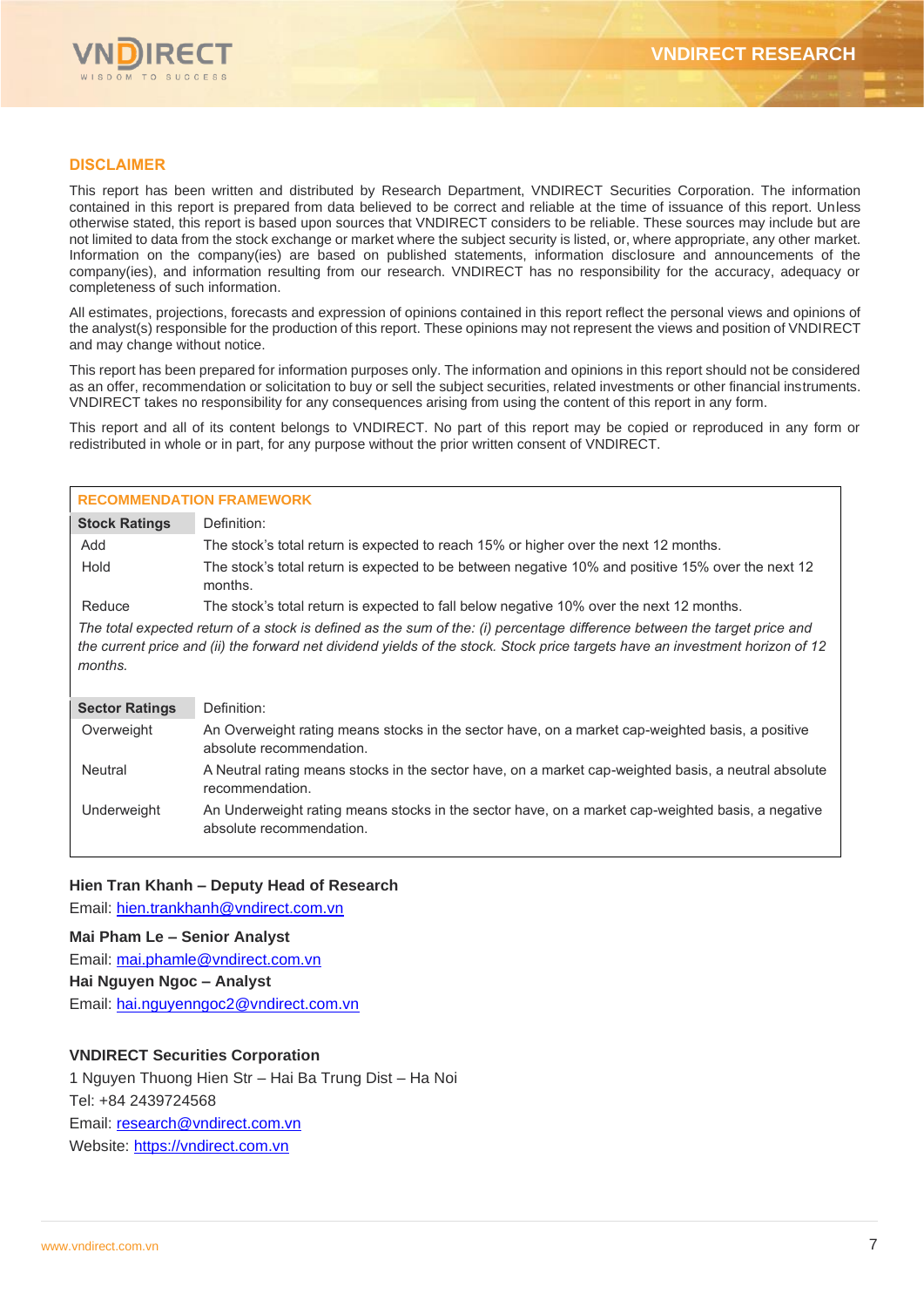## DISCLAIMER

This report has been written and distributed by Research Department, VNDIRECT Securities Corporation. The information contained in this report is prepared from data believed to be correct and reliable at the time of issuance of this report. Unless otherwise stated, this report is based upon sources that VNDIRECT considers to be reliable. These sources may include but are not limited to data from the stock exchange or market where the subject security is listed, or, where appropriate, any other market. Information on the company(ies) are based on published statements, information disclosure and announcements of the company(ies), and information resulting from our research. VNDIRECT has no responsibility for the accuracy, adequacy or completeness of such information.

All estimates, projections, forecasts and expression of opinions contained in this report reflect the personal views and opinions of the analyst(s) responsible for the production of this report. These opinions may not represent the views and position of VNDIRECT and may change without notice.

This report has been prepared for information purposes only. The information and opinions in this report should not be considered as an offer, recommendation or solicitation to buy or sell the subject securities, related investments or other financial instruments. VNDIRECT takes no responsibility for any consequences arising from using the content of this report in any form.

This report and all of its content belongs to VNDIRECT. No part of this report may be copied or reproduced in any form or redistributed in whole or in part, for any purpose without the prior written consent of VNDIRECT.

### RECOMMENDATION FRAMEWORK

| Stock Ratings | Definition: |
|---|---|
| Add | The stock's total return is expected to reach 15% or higher over the next 12 months. |
| Hold | The stock's total return is expected to be between negative 10% and positive 15% over the next 12 months. |
| Reduce | The stock's total return is expected to fall below negative 10% over the next 12 months. |

*The total expected return of a stock is defined as the sum of the: (i) percentage difference between the target price and the current price and (ii) the forward net dividend yields of the stock. Stock price targets have an investment horizon of 12 months.*

| Sector Ratings | Definition: |
|---|---|
| Overweight | An Overweight rating means stocks in the sector have, on a market cap-weighted basis, a positive absolute recommendation. |
| Neutral | A Neutral rating means stocks in the sector have, on a market cap-weighted basis, a neutral absolute recommendation. |
| Underweight | An Underweight rating means stocks in the sector have, on a market cap-weighted basis, a negative absolute recommendation. |

**Hien Tran Khanh – Deputy Head of Research**
Email: hien.trankhanh@vndirect.com.vn

**Mai Pham Le – Senior Analyst**
Email: mai.phamle@vndirect.com.vn

**Hai Nguyen Ngoc – Analyst**
Email: hai.nguyenngoc2@vndirect.com.vn

**VNDIRECT Securities Corporation**
1 Nguyen Thuong Hien Str – Hai Ba Trung Dist – Ha Noi
Tel: +84 2439724568
Email: research@vndirect.com.vn
Website: https://vndirect.com.vn